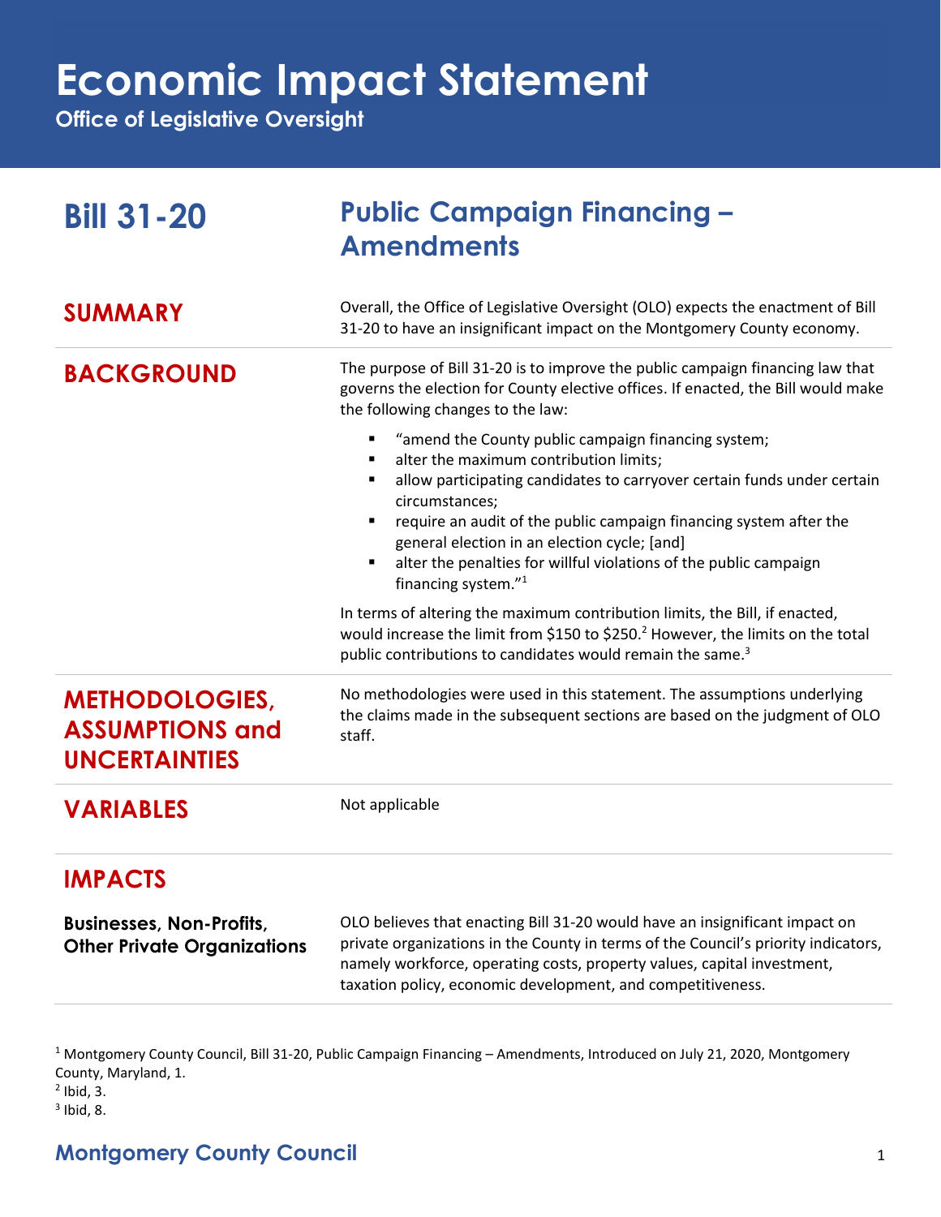# Economic Impact Statement

**Office of Legislative Oversight**

## Bill 31-20 — Public Campaign Financing – Amendments

### SUMMARY

Overall, the Office of Legislative Oversight (OLO) expects the enactment of Bill 31-20 to have an insignificant impact on the Montgomery County economy.

### BACKGROUND

The purpose of Bill 31-20 is to improve the public campaign financing law that governs the election for County elective offices. If enacted, the Bill would make the following changes to the law:

- "amend the County public campaign financing system;
- alter the maximum contribution limits;
- allow participating candidates to carryover certain funds under certain circumstances;
- require an audit of the public campaign financing system after the general election in an election cycle; [and]
- alter the penalties for willful violations of the public campaign financing system."[1]

In terms of altering the maximum contribution limits, the Bill, if enacted, would increase the limit from $150 to $250.[2] However, the limits on the total public contributions to candidates would remain the same.[3]

### METHODOLOGIES, ASSUMPTIONS and UNCERTAINTIES

No methodologies were used in this statement. The assumptions underlying the claims made in the subsequent sections are based on the judgment of OLO staff.

### VARIABLES

Not applicable

### IMPACTS

#### Businesses, Non-Profits, Other Private Organizations

OLO believes that enacting Bill 31-20 would have an insignificant impact on private organizations in the County in terms of the Council's priority indicators, namely workforce, operating costs, property values, capital investment, taxation policy, economic development, and competitiveness.

---

[1] Montgomery County Council, Bill 31-20, Public Campaign Financing – Amendments, Introduced on July 21, 2020, Montgomery County, Maryland, 1.

[2] Ibid, 3.

[3] Ibid, 8.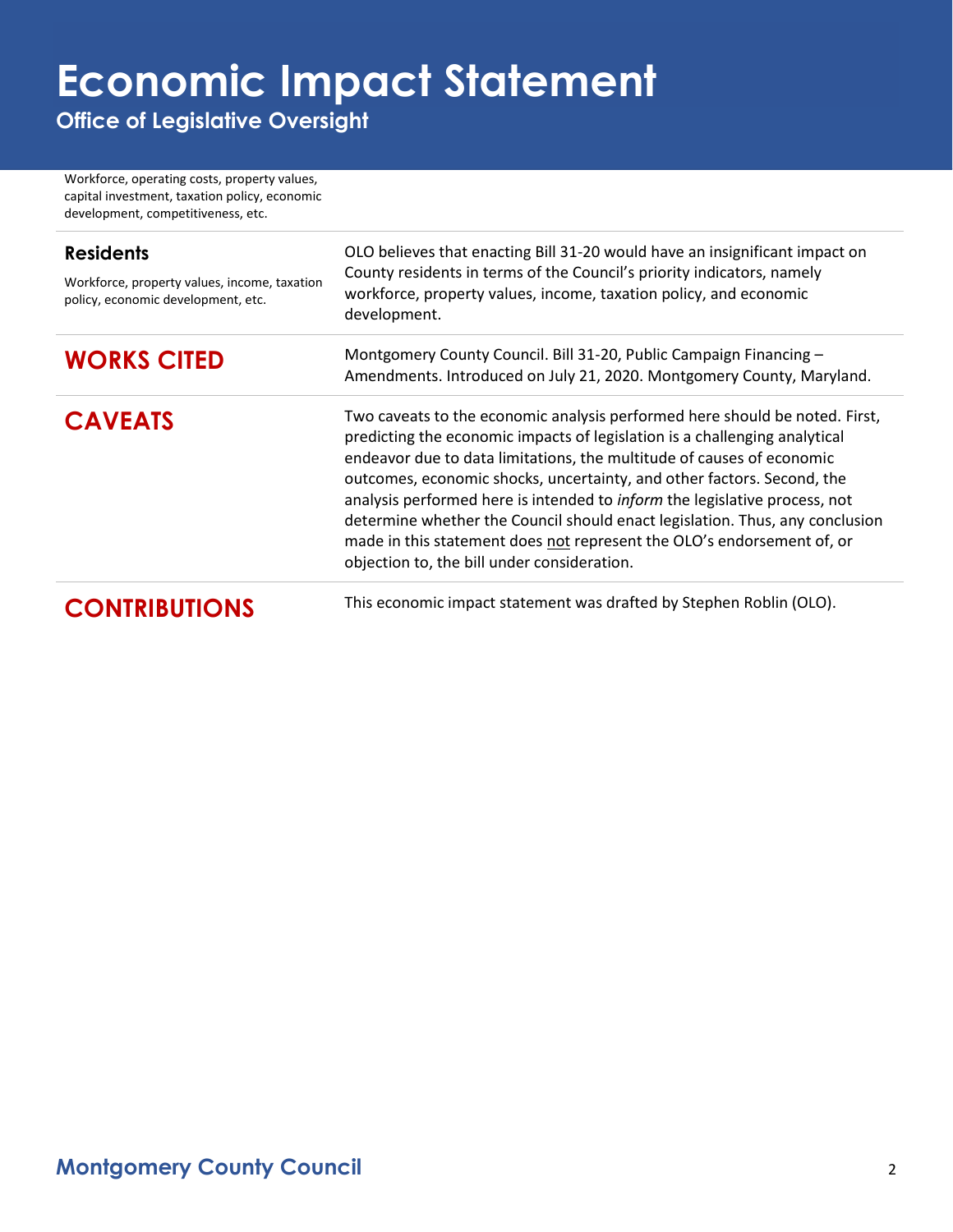# Economic Impact Statement

**Office of Legislative Oversight**

| | |
|---|---|
| Workforce, operating costs, property values, capital investment, taxation policy, economic development, competitiveness, etc. | |
| **Residents**<br>Workforce, property values, income, taxation policy, economic development, etc. | OLO believes that enacting Bill 31-20 would have an insignificant impact on County residents in terms of the Council's priority indicators, namely workforce, property values, income, taxation policy, and economic development. |
| **WORKS CITED** | Montgomery County Council. Bill 31-20, Public Campaign Financing – Amendments. Introduced on July 21, 2020. Montgomery County, Maryland. |
| **CAVEATS** | Two caveats to the economic analysis performed here should be noted. First, predicting the economic impacts of legislation is a challenging analytical endeavor due to data limitations, the multitude of causes of economic outcomes, economic shocks, uncertainty, and other factors. Second, the analysis performed here is intended to *inform* the legislative process, not determine whether the Council should enact legislation. Thus, any conclusion made in this statement does not represent the OLO's endorsement of, or objection to, the bill under consideration. |
| **CONTRIBUTIONS** | This economic impact statement was drafted by Stephen Roblin (OLO). |